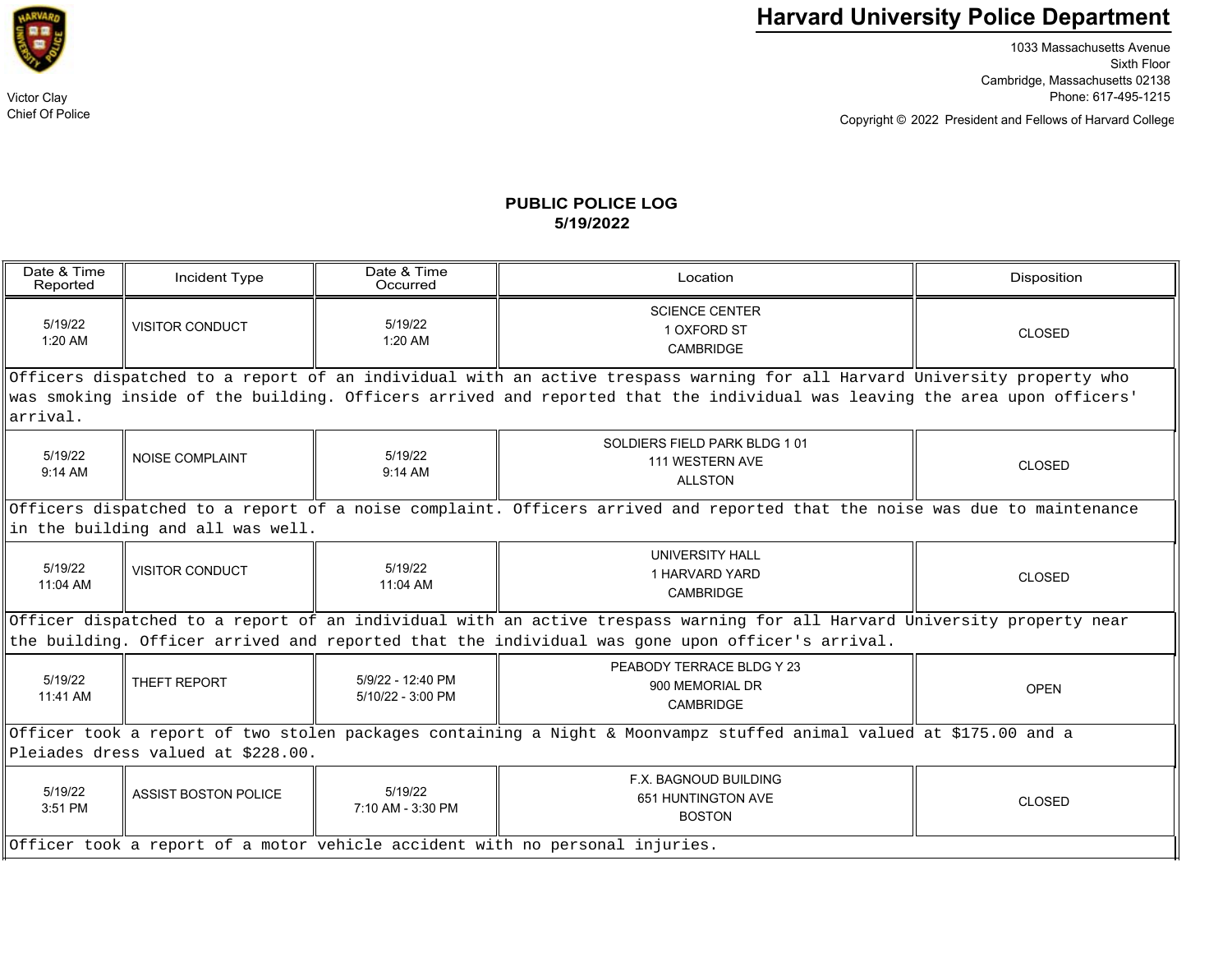# Harvard University Police Department

Victor Clay
Chief Of Police

1033 Massachusetts Avenue
Sixth Floor
Cambridge, Massachusetts 02138
Phone: 617-495-1215

Copyright © 2022 President and Fellows of Harvard College

## PUBLIC POLICE LOG
## 5/19/2022

| Date & Time Reported | Incident Type | Date & Time Occurred | Location | Disposition |
|---|---|---|---|---|
| 5/19/22 1:20 AM | VISITOR CONDUCT | 5/19/22 1:20 AM | SCIENCE CENTER 1 OXFORD ST CAMBRIDGE | CLOSED |
| Officers dispatched to a report of an individual with an active trespass warning for all Harvard University property who was smoking inside of the building. Officers arrived and reported that the individual was leaving the area upon officers' arrival. | | | | |
| 5/19/22 9:14 AM | NOISE COMPLAINT | 5/19/22 9:14 AM | SOLDIERS FIELD PARK BLDG 1 01 111 WESTERN AVE ALLSTON | CLOSED |
| Officers dispatched to a report of a noise complaint. Officers arrived and reported that the noise was due to maintenance in the building and all was well. | | | | |
| 5/19/22 11:04 AM | VISITOR CONDUCT | 5/19/22 11:04 AM | UNIVERSITY HALL 1 HARVARD YARD CAMBRIDGE | CLOSED |
| Officer dispatched to a report of an individual with an active trespass warning for all Harvard University property near the building. Officer arrived and reported that the individual was gone upon officer's arrival. | | | | |
| 5/19/22 11:41 AM | THEFT REPORT | 5/9/22 - 12:40 PM 5/10/22 - 3:00 PM | PEABODY TERRACE BLDG Y 23 900 MEMORIAL DR CAMBRIDGE | OPEN |
| Officer took a report of two stolen packages containing a Night & Moonvampz stuffed animal valued at $175.00 and a Pleiades dress valued at $228.00. | | | | |
| 5/19/22 3:51 PM | ASSIST BOSTON POLICE | 5/19/22 7:10 AM - 3:30 PM | F.X. BAGNOUD BUILDING 651 HUNTINGTON AVE BOSTON | CLOSED |
| Officer took a report of a motor vehicle accident with no personal injuries. | | | | |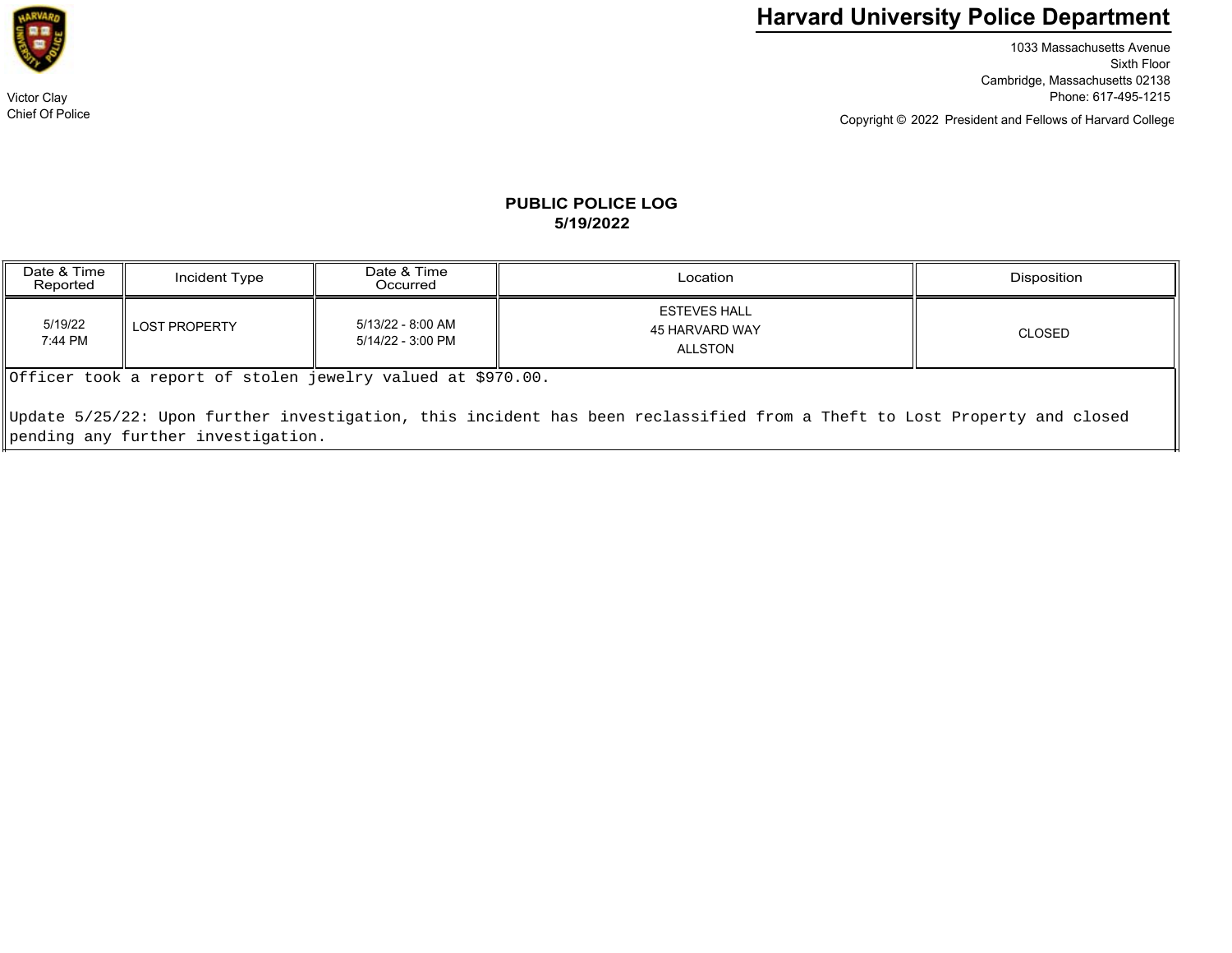# Harvard University Police Department

Victor Clay
Chief Of Police

1033 Massachusetts Avenue
Sixth Floor
Cambridge, Massachusetts 02138
Phone: 617-495-1215

Copyright © 2022 President and Fellows of Harvard College

## PUBLIC POLICE LOG
## 5/19/2022

| Date & Time Reported | Incident Type | Date & Time Occurred | Location | Disposition |
|---|---|---|---|---|
| 5/19/22 7:44 PM | LOST PROPERTY | 5/13/22 - 8:00 AM 5/14/22 - 3:00 PM | ESTEVES HALL 45 HARVARD WAY ALLSTON | CLOSED |

Officer took a report of stolen jewelry valued at $970.00.

Update 5/25/22: Upon further investigation, this incident has been reclassified from a Theft to Lost Property and closed pending any further investigation.